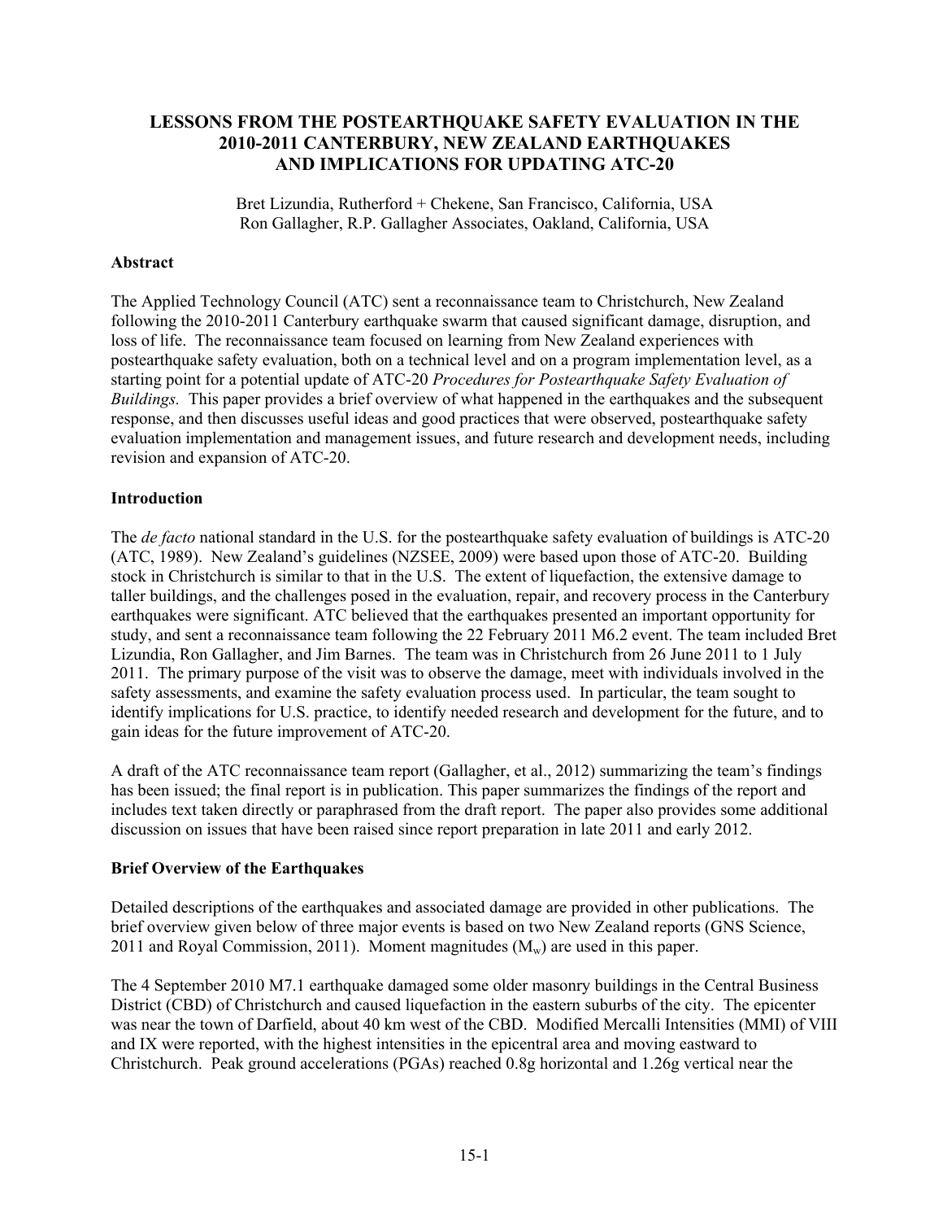# LESSONS FROM THE POSTEARTHQUAKE SAFETY EVALUATION IN THE 2010-2011 CANTERBURY, NEW ZEALAND EARTHQUAKES AND IMPLICATIONS FOR UPDATING ATC-20

Bret Lizundia, Rutherford + Chekene, San Francisco, California, USA
Ron Gallagher, R.P. Gallagher Associates, Oakland, California, USA

**Abstract**

The Applied Technology Council (ATC) sent a reconnaissance team to Christchurch, New Zealand following the 2010-2011 Canterbury earthquake swarm that caused significant damage, disruption, and loss of life. The reconnaissance team focused on learning from New Zealand experiences with postearthquake safety evaluation, both on a technical level and on a program implementation level, as a starting point for a potential update of ATC-20 *Procedures for Postearthquake Safety Evaluation of Buildings.* This paper provides a brief overview of what happened in the earthquakes and the subsequent response, and then discusses useful ideas and good practices that were observed, postearthquake safety evaluation implementation and management issues, and future research and development needs, including revision and expansion of ATC-20.

**Introduction**

The *de facto* national standard in the U.S. for the postearthquake safety evaluation of buildings is ATC-20 (ATC, 1989). New Zealand's guidelines (NZSEE, 2009) were based upon those of ATC-20. Building stock in Christchurch is similar to that in the U.S. The extent of liquefaction, the extensive damage to taller buildings, and the challenges posed in the evaluation, repair, and recovery process in the Canterbury earthquakes were significant. ATC believed that the earthquakes presented an important opportunity for study, and sent a reconnaissance team following the 22 February 2011 M6.2 event. The team included Bret Lizundia, Ron Gallagher, and Jim Barnes. The team was in Christchurch from 26 June 2011 to 1 July 2011. The primary purpose of the visit was to observe the damage, meet with individuals involved in the safety assessments, and examine the safety evaluation process used. In particular, the team sought to identify implications for U.S. practice, to identify needed research and development for the future, and to gain ideas for the future improvement of ATC-20.

A draft of the ATC reconnaissance team report (Gallagher, et al., 2012) summarizing the team's findings has been issued; the final report is in publication. This paper summarizes the findings of the report and includes text taken directly or paraphrased from the draft report. The paper also provides some additional discussion on issues that have been raised since report preparation in late 2011 and early 2012.

**Brief Overview of the Earthquakes**

Detailed descriptions of the earthquakes and associated damage are provided in other publications. The brief overview given below of three major events is based on two New Zealand reports (GNS Science, 2011 and Royal Commission, 2011). Moment magnitudes ($M_w$) are used in this paper.

The 4 September 2010 M7.1 earthquake damaged some older masonry buildings in the Central Business District (CBD) of Christchurch and caused liquefaction in the eastern suburbs of the city. The epicenter was near the town of Darfield, about 40 km west of the CBD. Modified Mercalli Intensities (MMI) of VIII and IX were reported, with the highest intensities in the epicentral area and moving eastward to Christchurch. Peak ground accelerations (PGAs) reached 0.8g horizontal and 1.26g vertical near the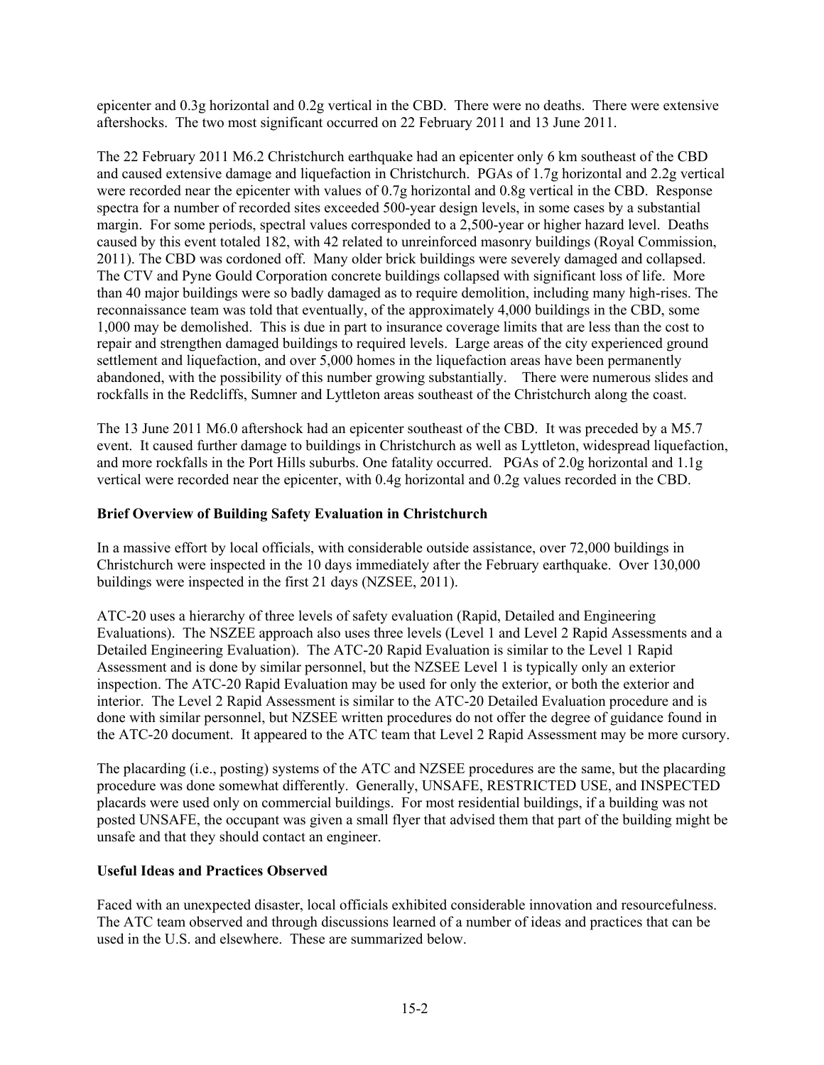epicenter and 0.3g horizontal and 0.2g vertical in the CBD. There were no deaths. There were extensive aftershocks. The two most significant occurred on 22 February 2011 and 13 June 2011.

The 22 February 2011 M6.2 Christchurch earthquake had an epicenter only 6 km southeast of the CBD and caused extensive damage and liquefaction in Christchurch. PGAs of 1.7g horizontal and 2.2g vertical were recorded near the epicenter with values of 0.7g horizontal and 0.8g vertical in the CBD. Response spectra for a number of recorded sites exceeded 500-year design levels, in some cases by a substantial margin. For some periods, spectral values corresponded to a 2,500-year or higher hazard level. Deaths caused by this event totaled 182, with 42 related to unreinforced masonry buildings (Royal Commission, 2011). The CBD was cordoned off. Many older brick buildings were severely damaged and collapsed. The CTV and Pyne Gould Corporation concrete buildings collapsed with significant loss of life. More than 40 major buildings were so badly damaged as to require demolition, including many high-rises. The reconnaissance team was told that eventually, of the approximately 4,000 buildings in the CBD, some 1,000 may be demolished. This is due in part to insurance coverage limits that are less than the cost to repair and strengthen damaged buildings to required levels. Large areas of the city experienced ground settlement and liquefaction, and over 5,000 homes in the liquefaction areas have been permanently abandoned, with the possibility of this number growing substantially. There were numerous slides and rockfalls in the Redcliffs, Sumner and Lyttleton areas southeast of the Christchurch along the coast.

The 13 June 2011 M6.0 aftershock had an epicenter southeast of the CBD. It was preceded by a M5.7 event. It caused further damage to buildings in Christchurch as well as Lyttleton, widespread liquefaction, and more rockfalls in the Port Hills suburbs. One fatality occurred. PGAs of 2.0g horizontal and 1.1g vertical were recorded near the epicenter, with 0.4g horizontal and 0.2g values recorded in the CBD.

**Brief Overview of Building Safety Evaluation in Christchurch**

In a massive effort by local officials, with considerable outside assistance, over 72,000 buildings in Christchurch were inspected in the 10 days immediately after the February earthquake. Over 130,000 buildings were inspected in the first 21 days (NZSEE, 2011).

ATC-20 uses a hierarchy of three levels of safety evaluation (Rapid, Detailed and Engineering Evaluations). The NSZEE approach also uses three levels (Level 1 and Level 2 Rapid Assessments and a Detailed Engineering Evaluation). The ATC-20 Rapid Evaluation is similar to the Level 1 Rapid Assessment and is done by similar personnel, but the NZSEE Level 1 is typically only an exterior inspection. The ATC-20 Rapid Evaluation may be used for only the exterior, or both the exterior and interior. The Level 2 Rapid Assessment is similar to the ATC-20 Detailed Evaluation procedure and is done with similar personnel, but NZSEE written procedures do not offer the degree of guidance found in the ATC-20 document. It appeared to the ATC team that Level 2 Rapid Assessment may be more cursory.

The placarding (i.e., posting) systems of the ATC and NZSEE procedures are the same, but the placarding procedure was done somewhat differently. Generally, UNSAFE, RESTRICTED USE, and INSPECTED placards were used only on commercial buildings. For most residential buildings, if a building was not posted UNSAFE, the occupant was given a small flyer that advised them that part of the building might be unsafe and that they should contact an engineer.

**Useful Ideas and Practices Observed**

Faced with an unexpected disaster, local officials exhibited considerable innovation and resourcefulness. The ATC team observed and through discussions learned of a number of ideas and practices that can be used in the U.S. and elsewhere. These are summarized below.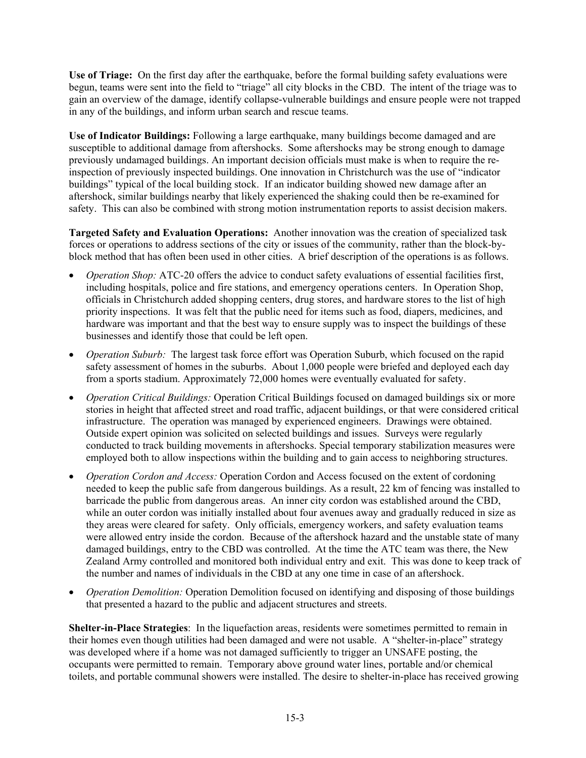**Use of Triage:** On the first day after the earthquake, before the formal building safety evaluations were begun, teams were sent into the field to "triage" all city blocks in the CBD. The intent of the triage was to gain an overview of the damage, identify collapse-vulnerable buildings and ensure people were not trapped in any of the buildings, and inform urban search and rescue teams.

**Use of Indicator Buildings:** Following a large earthquake, many buildings become damaged and are susceptible to additional damage from aftershocks. Some aftershocks may be strong enough to damage previously undamaged buildings. An important decision officials must make is when to require the re-inspection of previously inspected buildings. One innovation in Christchurch was the use of "indicator buildings" typical of the local building stock. If an indicator building showed new damage after an aftershock, similar buildings nearby that likely experienced the shaking could then be re-examined for safety. This can also be combined with strong motion instrumentation reports to assist decision makers.

**Targeted Safety and Evaluation Operations:** Another innovation was the creation of specialized task forces or operations to address sections of the city or issues of the community, rather than the block-by-block method that has often been used in other cities. A brief description of the operations is as follows.

- *Operation Shop:* ATC-20 offers the advice to conduct safety evaluations of essential facilities first, including hospitals, police and fire stations, and emergency operations centers. In Operation Shop, officials in Christchurch added shopping centers, drug stores, and hardware stores to the list of high priority inspections. It was felt that the public need for items such as food, diapers, medicines, and hardware was important and that the best way to ensure supply was to inspect the buildings of these businesses and identify those that could be left open.
- *Operation Suburb:* The largest task force effort was Operation Suburb, which focused on the rapid safety assessment of homes in the suburbs. About 1,000 people were briefed and deployed each day from a sports stadium. Approximately 72,000 homes were eventually evaluated for safety.
- *Operation Critical Buildings:* Operation Critical Buildings focused on damaged buildings six or more stories in height that affected street and road traffic, adjacent buildings, or that were considered critical infrastructure. The operation was managed by experienced engineers. Drawings were obtained. Outside expert opinion was solicited on selected buildings and issues. Surveys were regularly conducted to track building movements in aftershocks. Special temporary stabilization measures were employed both to allow inspections within the building and to gain access to neighboring structures.
- *Operation Cordon and Access:* Operation Cordon and Access focused on the extent of cordoning needed to keep the public safe from dangerous buildings. As a result, 22 km of fencing was installed to barricade the public from dangerous areas. An inner city cordon was established around the CBD, while an outer cordon was initially installed about four avenues away and gradually reduced in size as they areas were cleared for safety. Only officials, emergency workers, and safety evaluation teams were allowed entry inside the cordon. Because of the aftershock hazard and the unstable state of many damaged buildings, entry to the CBD was controlled. At the time the ATC team was there, the New Zealand Army controlled and monitored both individual entry and exit. This was done to keep track of the number and names of individuals in the CBD at any one time in case of an aftershock.
- *Operation Demolition:* Operation Demolition focused on identifying and disposing of those buildings that presented a hazard to the public and adjacent structures and streets.

**Shelter-in-Place Strategies**: In the liquefaction areas, residents were sometimes permitted to remain in their homes even though utilities had been damaged and were not usable. A "shelter-in-place" strategy was developed where if a home was not damaged sufficiently to trigger an UNSAFE posting, the occupants were permitted to remain. Temporary above ground water lines, portable and/or chemical toilets, and portable communal showers were installed. The desire to shelter-in-place has received growing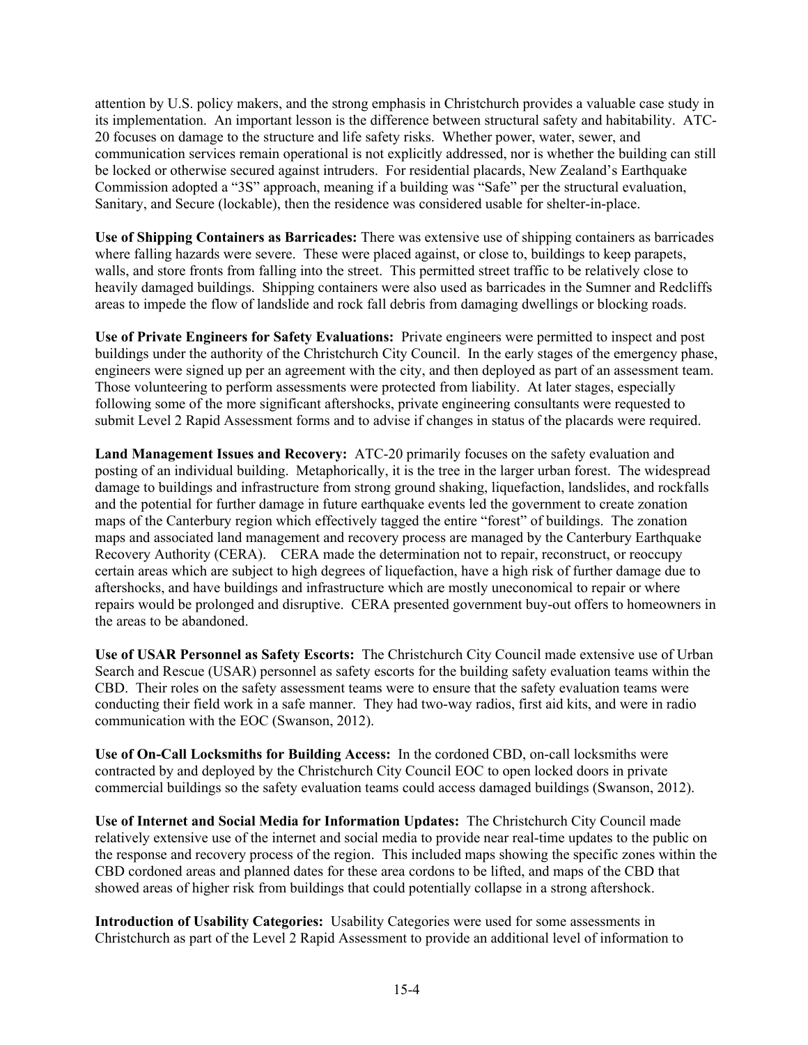attention by U.S. policy makers, and the strong emphasis in Christchurch provides a valuable case study in its implementation. An important lesson is the difference between structural safety and habitability. ATC-20 focuses on damage to the structure and life safety risks. Whether power, water, sewer, and communication services remain operational is not explicitly addressed, nor is whether the building can still be locked or otherwise secured against intruders. For residential placards, New Zealand's Earthquake Commission adopted a "3S" approach, meaning if a building was "Safe" per the structural evaluation, Sanitary, and Secure (lockable), then the residence was considered usable for shelter-in-place.

**Use of Shipping Containers as Barricades:** There was extensive use of shipping containers as barricades where falling hazards were severe. These were placed against, or close to, buildings to keep parapets, walls, and store fronts from falling into the street. This permitted street traffic to be relatively close to heavily damaged buildings. Shipping containers were also used as barricades in the Sumner and Redcliffs areas to impede the flow of landslide and rock fall debris from damaging dwellings or blocking roads.

**Use of Private Engineers for Safety Evaluations:** Private engineers were permitted to inspect and post buildings under the authority of the Christchurch City Council. In the early stages of the emergency phase, engineers were signed up per an agreement with the city, and then deployed as part of an assessment team. Those volunteering to perform assessments were protected from liability. At later stages, especially following some of the more significant aftershocks, private engineering consultants were requested to submit Level 2 Rapid Assessment forms and to advise if changes in status of the placards were required.

**Land Management Issues and Recovery:** ATC-20 primarily focuses on the safety evaluation and posting of an individual building. Metaphorically, it is the tree in the larger urban forest. The widespread damage to buildings and infrastructure from strong ground shaking, liquefaction, landslides, and rockfalls and the potential for further damage in future earthquake events led the government to create zonation maps of the Canterbury region which effectively tagged the entire "forest" of buildings. The zonation maps and associated land management and recovery process are managed by the Canterbury Earthquake Recovery Authority (CERA). CERA made the determination not to repair, reconstruct, or reoccupy certain areas which are subject to high degrees of liquefaction, have a high risk of further damage due to aftershocks, and have buildings and infrastructure which are mostly uneconomical to repair or where repairs would be prolonged and disruptive. CERA presented government buy-out offers to homeowners in the areas to be abandoned.

**Use of USAR Personnel as Safety Escorts:** The Christchurch City Council made extensive use of Urban Search and Rescue (USAR) personnel as safety escorts for the building safety evaluation teams within the CBD. Their roles on the safety assessment teams were to ensure that the safety evaluation teams were conducting their field work in a safe manner. They had two-way radios, first aid kits, and were in radio communication with the EOC (Swanson, 2012).

**Use of On-Call Locksmiths for Building Access:** In the cordoned CBD, on-call locksmiths were contracted by and deployed by the Christchurch City Council EOC to open locked doors in private commercial buildings so the safety evaluation teams could access damaged buildings (Swanson, 2012).

**Use of Internet and Social Media for Information Updates:** The Christchurch City Council made relatively extensive use of the internet and social media to provide near real-time updates to the public on the response and recovery process of the region. This included maps showing the specific zones within the CBD cordoned areas and planned dates for these area cordons to be lifted, and maps of the CBD that showed areas of higher risk from buildings that could potentially collapse in a strong aftershock.

**Introduction of Usability Categories:** Usability Categories were used for some assessments in Christchurch as part of the Level 2 Rapid Assessment to provide an additional level of information to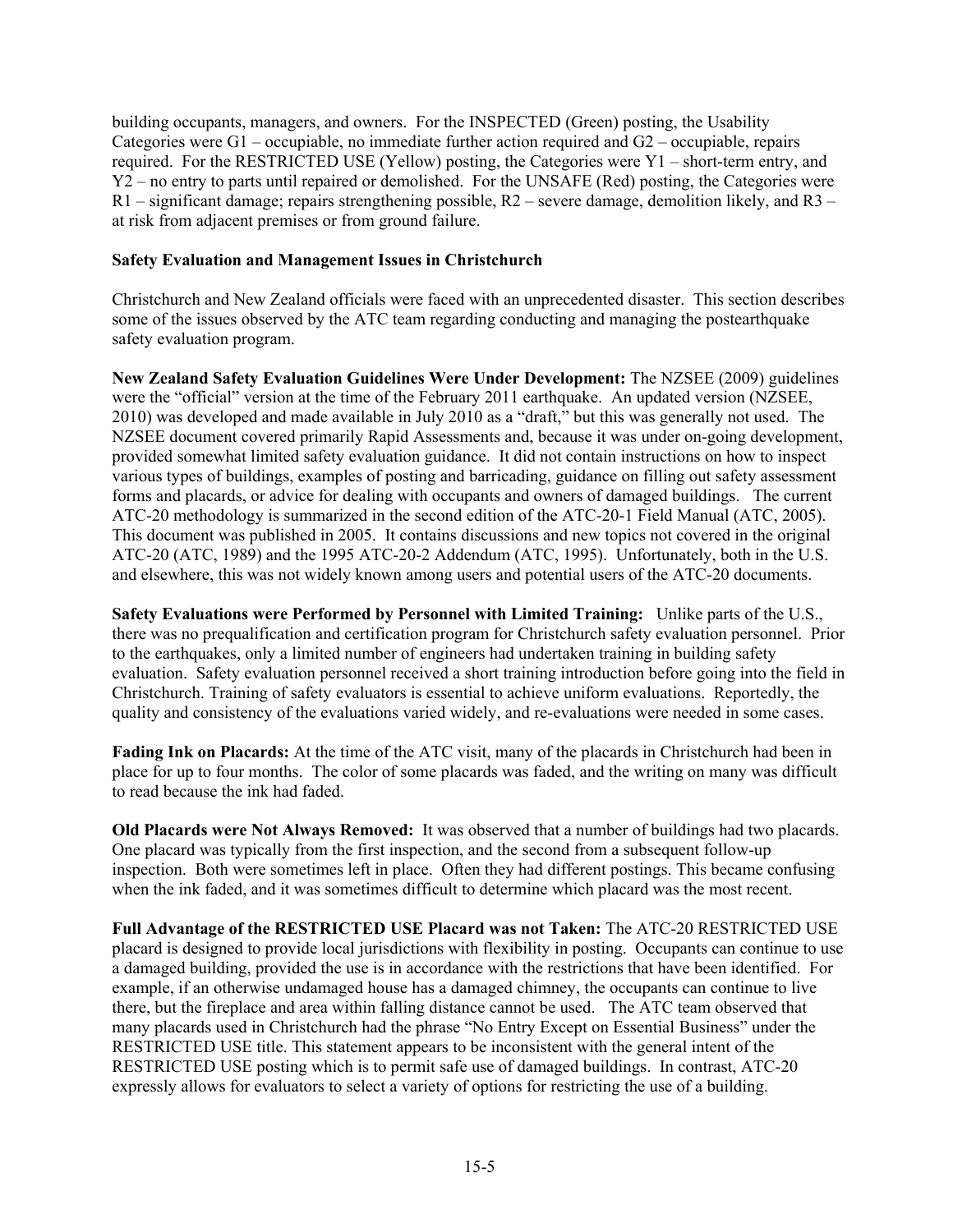building occupants, managers, and owners. For the INSPECTED (Green) posting, the Usability Categories were G1 – occupiable, no immediate further action required and G2 – occupiable, repairs required. For the RESTRICTED USE (Yellow) posting, the Categories were Y1 – short-term entry, and Y2 – no entry to parts until repaired or demolished. For the UNSAFE (Red) posting, the Categories were R1 – significant damage; repairs strengthening possible, R2 – severe damage, demolition likely, and R3 – at risk from adjacent premises or from ground failure.

**Safety Evaluation and Management Issues in Christchurch**

Christchurch and New Zealand officials were faced with an unprecedented disaster. This section describes some of the issues observed by the ATC team regarding conducting and managing the postearthquake safety evaluation program.

**New Zealand Safety Evaluation Guidelines Were Under Development:** The NZSEE (2009) guidelines were the "official" version at the time of the February 2011 earthquake. An updated version (NZSEE, 2010) was developed and made available in July 2010 as a "draft," but this was generally not used. The NZSEE document covered primarily Rapid Assessments and, because it was under on-going development, provided somewhat limited safety evaluation guidance. It did not contain instructions on how to inspect various types of buildings, examples of posting and barricading, guidance on filling out safety assessment forms and placards, or advice for dealing with occupants and owners of damaged buildings. The current ATC-20 methodology is summarized in the second edition of the ATC-20-1 Field Manual (ATC, 2005). This document was published in 2005. It contains discussions and new topics not covered in the original ATC-20 (ATC, 1989) and the 1995 ATC-20-2 Addendum (ATC, 1995). Unfortunately, both in the U.S. and elsewhere, this was not widely known among users and potential users of the ATC-20 documents.

**Safety Evaluations were Performed by Personnel with Limited Training:** Unlike parts of the U.S., there was no prequalification and certification program for Christchurch safety evaluation personnel. Prior to the earthquakes, only a limited number of engineers had undertaken training in building safety evaluation. Safety evaluation personnel received a short training introduction before going into the field in Christchurch. Training of safety evaluators is essential to achieve uniform evaluations. Reportedly, the quality and consistency of the evaluations varied widely, and re-evaluations were needed in some cases.

**Fading Ink on Placards:** At the time of the ATC visit, many of the placards in Christchurch had been in place for up to four months. The color of some placards was faded, and the writing on many was difficult to read because the ink had faded.

**Old Placards were Not Always Removed:** It was observed that a number of buildings had two placards. One placard was typically from the first inspection, and the second from a subsequent follow-up inspection. Both were sometimes left in place. Often they had different postings. This became confusing when the ink faded, and it was sometimes difficult to determine which placard was the most recent.

**Full Advantage of the RESTRICTED USE Placard was not Taken:** The ATC-20 RESTRICTED USE placard is designed to provide local jurisdictions with flexibility in posting. Occupants can continue to use a damaged building, provided the use is in accordance with the restrictions that have been identified. For example, if an otherwise undamaged house has a damaged chimney, the occupants can continue to live there, but the fireplace and area within falling distance cannot be used. The ATC team observed that many placards used in Christchurch had the phrase "No Entry Except on Essential Business" under the RESTRICTED USE title. This statement appears to be inconsistent with the general intent of the RESTRICTED USE posting which is to permit safe use of damaged buildings. In contrast, ATC-20 expressly allows for evaluators to select a variety of options for restricting the use of a building.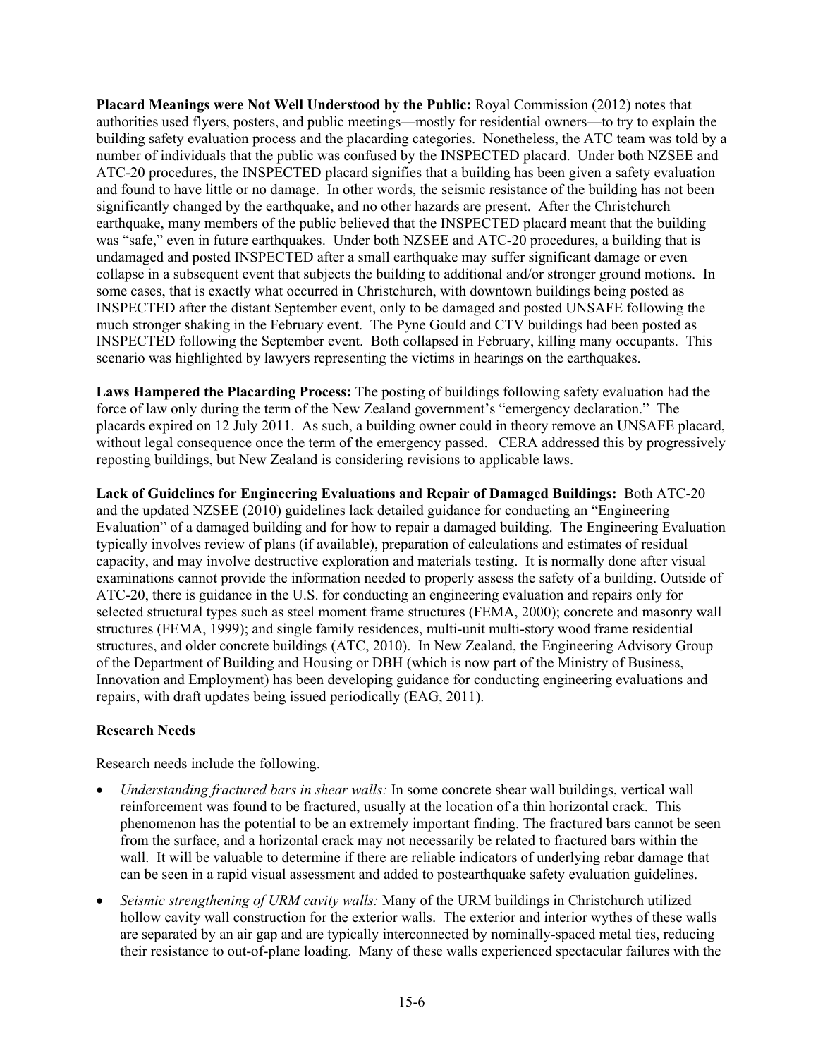**Placard Meanings were Not Well Understood by the Public:** Royal Commission (2012) notes that authorities used flyers, posters, and public meetings—mostly for residential owners—to try to explain the building safety evaluation process and the placarding categories. Nonetheless, the ATC team was told by a number of individuals that the public was confused by the INSPECTED placard. Under both NZSEE and ATC-20 procedures, the INSPECTED placard signifies that a building has been given a safety evaluation and found to have little or no damage. In other words, the seismic resistance of the building has not been significantly changed by the earthquake, and no other hazards are present. After the Christchurch earthquake, many members of the public believed that the INSPECTED placard meant that the building was "safe," even in future earthquakes. Under both NZSEE and ATC-20 procedures, a building that is undamaged and posted INSPECTED after a small earthquake may suffer significant damage or even collapse in a subsequent event that subjects the building to additional and/or stronger ground motions. In some cases, that is exactly what occurred in Christchurch, with downtown buildings being posted as INSPECTED after the distant September event, only to be damaged and posted UNSAFE following the much stronger shaking in the February event. The Pyne Gould and CTV buildings had been posted as INSPECTED following the September event. Both collapsed in February, killing many occupants. This scenario was highlighted by lawyers representing the victims in hearings on the earthquakes.

**Laws Hampered the Placarding Process:** The posting of buildings following safety evaluation had the force of law only during the term of the New Zealand government's "emergency declaration." The placards expired on 12 July 2011. As such, a building owner could in theory remove an UNSAFE placard, without legal consequence once the term of the emergency passed. CERA addressed this by progressively reposting buildings, but New Zealand is considering revisions to applicable laws.

**Lack of Guidelines for Engineering Evaluations and Repair of Damaged Buildings:** Both ATC-20 and the updated NZSEE (2010) guidelines lack detailed guidance for conducting an "Engineering Evaluation" of a damaged building and for how to repair a damaged building. The Engineering Evaluation typically involves review of plans (if available), preparation of calculations and estimates of residual capacity, and may involve destructive exploration and materials testing. It is normally done after visual examinations cannot provide the information needed to properly assess the safety of a building. Outside of ATC-20, there is guidance in the U.S. for conducting an engineering evaluation and repairs only for selected structural types such as steel moment frame structures (FEMA, 2000); concrete and masonry wall structures (FEMA, 1999); and single family residences, multi-unit multi-story wood frame residential structures, and older concrete buildings (ATC, 2010). In New Zealand, the Engineering Advisory Group of the Department of Building and Housing or DBH (which is now part of the Ministry of Business, Innovation and Employment) has been developing guidance for conducting engineering evaluations and repairs, with draft updates being issued periodically (EAG, 2011).

**Research Needs**

Research needs include the following.

- *Understanding fractured bars in shear walls:* In some concrete shear wall buildings, vertical wall reinforcement was found to be fractured, usually at the location of a thin horizontal crack. This phenomenon has the potential to be an extremely important finding. The fractured bars cannot be seen from the surface, and a horizontal crack may not necessarily be related to fractured bars within the wall. It will be valuable to determine if there are reliable indicators of underlying rebar damage that can be seen in a rapid visual assessment and added to postearthquake safety evaluation guidelines.
- *Seismic strengthening of URM cavity walls:* Many of the URM buildings in Christchurch utilized hollow cavity wall construction for the exterior walls. The exterior and interior wythes of these walls are separated by an air gap and are typically interconnected by nominally-spaced metal ties, reducing their resistance to out-of-plane loading. Many of these walls experienced spectacular failures with the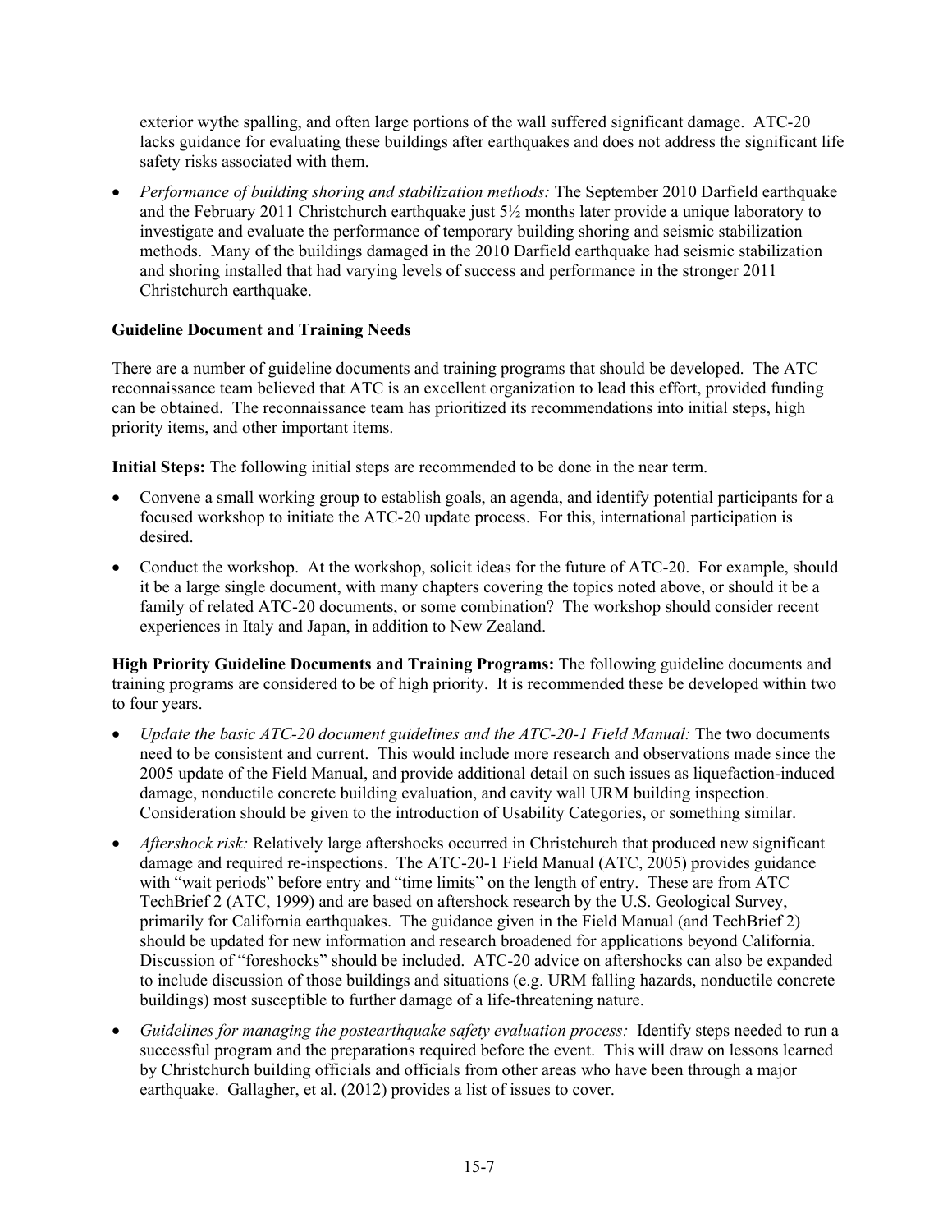exterior wythe spalling, and often large portions of the wall suffered significant damage. ATC-20 lacks guidance for evaluating these buildings after earthquakes and does not address the significant life safety risks associated with them.

- *Performance of building shoring and stabilization methods:* The September 2010 Darfield earthquake and the February 2011 Christchurch earthquake just 5½ months later provide a unique laboratory to investigate and evaluate the performance of temporary building shoring and seismic stabilization methods. Many of the buildings damaged in the 2010 Darfield earthquake had seismic stabilization and shoring installed that had varying levels of success and performance in the stronger 2011 Christchurch earthquake.

**Guideline Document and Training Needs**

There are a number of guideline documents and training programs that should be developed. The ATC reconnaissance team believed that ATC is an excellent organization to lead this effort, provided funding can be obtained. The reconnaissance team has prioritized its recommendations into initial steps, high priority items, and other important items.

**Initial Steps:** The following initial steps are recommended to be done in the near term.

- Convene a small working group to establish goals, an agenda, and identify potential participants for a focused workshop to initiate the ATC-20 update process. For this, international participation is desired.
- Conduct the workshop. At the workshop, solicit ideas for the future of ATC-20. For example, should it be a large single document, with many chapters covering the topics noted above, or should it be a family of related ATC-20 documents, or some combination? The workshop should consider recent experiences in Italy and Japan, in addition to New Zealand.

**High Priority Guideline Documents and Training Programs:** The following guideline documents and training programs are considered to be of high priority. It is recommended these be developed within two to four years.

- *Update the basic ATC-20 document guidelines and the ATC-20-1 Field Manual:* The two documents need to be consistent and current. This would include more research and observations made since the 2005 update of the Field Manual, and provide additional detail on such issues as liquefaction-induced damage, nonductile concrete building evaluation, and cavity wall URM building inspection. Consideration should be given to the introduction of Usability Categories, or something similar.
- *Aftershock risk:* Relatively large aftershocks occurred in Christchurch that produced new significant damage and required re-inspections. The ATC-20-1 Field Manual (ATC, 2005) provides guidance with "wait periods" before entry and "time limits" on the length of entry. These are from ATC TechBrief 2 (ATC, 1999) and are based on aftershock research by the U.S. Geological Survey, primarily for California earthquakes. The guidance given in the Field Manual (and TechBrief 2) should be updated for new information and research broadened for applications beyond California. Discussion of "foreshocks" should be included. ATC-20 advice on aftershocks can also be expanded to include discussion of those buildings and situations (e.g. URM falling hazards, nonductile concrete buildings) most susceptible to further damage of a life-threatening nature.
- *Guidelines for managing the postearthquake safety evaluation process:* Identify steps needed to run a successful program and the preparations required before the event. This will draw on lessons learned by Christchurch building officials and officials from other areas who have been through a major earthquake. Gallagher, et al. (2012) provides a list of issues to cover.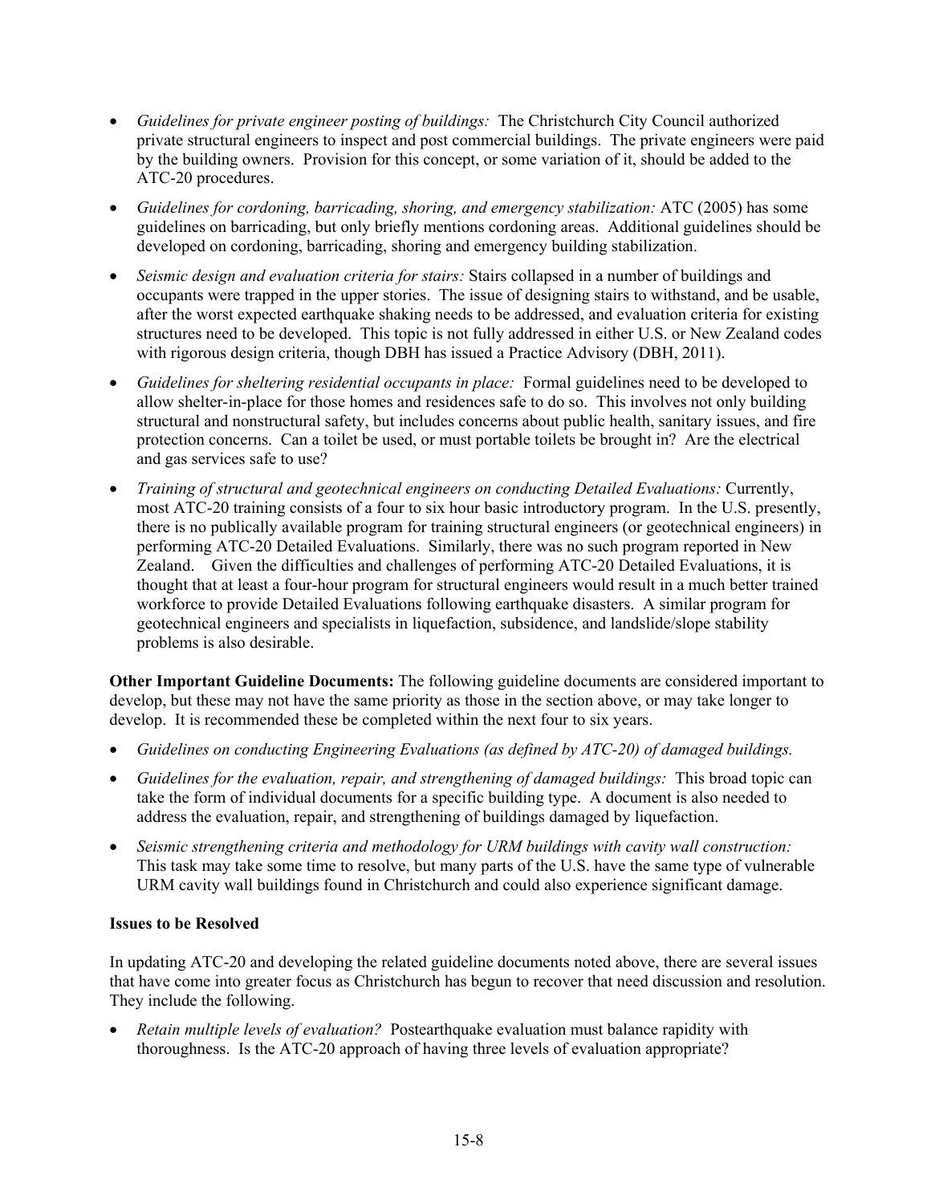- *Guidelines for private engineer posting of buildings:* The Christchurch City Council authorized private structural engineers to inspect and post commercial buildings. The private engineers were paid by the building owners. Provision for this concept, or some variation of it, should be added to the ATC-20 procedures.
- *Guidelines for cordoning, barricading, shoring, and emergency stabilization:* ATC (2005) has some guidelines on barricading, but only briefly mentions cordoning areas. Additional guidelines should be developed on cordoning, barricading, shoring and emergency building stabilization.
- *Seismic design and evaluation criteria for stairs:* Stairs collapsed in a number of buildings and occupants were trapped in the upper stories. The issue of designing stairs to withstand, and be usable, after the worst expected earthquake shaking needs to be addressed, and evaluation criteria for existing structures need to be developed. This topic is not fully addressed in either U.S. or New Zealand codes with rigorous design criteria, though DBH has issued a Practice Advisory (DBH, 2011).
- *Guidelines for sheltering residential occupants in place:* Formal guidelines need to be developed to allow shelter-in-place for those homes and residences safe to do so. This involves not only building structural and nonstructural safety, but includes concerns about public health, sanitary issues, and fire protection concerns. Can a toilet be used, or must portable toilets be brought in? Are the electrical and gas services safe to use?
- *Training of structural and geotechnical engineers on conducting Detailed Evaluations:* Currently, most ATC-20 training consists of a four to six hour basic introductory program. In the U.S. presently, there is no publically available program for training structural engineers (or geotechnical engineers) in performing ATC-20 Detailed Evaluations. Similarly, there was no such program reported in New Zealand. Given the difficulties and challenges of performing ATC-20 Detailed Evaluations, it is thought that at least a four-hour program for structural engineers would result in a much better trained workforce to provide Detailed Evaluations following earthquake disasters. A similar program for geotechnical engineers and specialists in liquefaction, subsidence, and landslide/slope stability problems is also desirable.

**Other Important Guideline Documents:** The following guideline documents are considered important to develop, but these may not have the same priority as those in the section above, or may take longer to develop. It is recommended these be completed within the next four to six years.

- *Guidelines on conducting Engineering Evaluations (as defined by ATC-20) of damaged buildings.*
- *Guidelines for the evaluation, repair, and strengthening of damaged buildings:* This broad topic can take the form of individual documents for a specific building type. A document is also needed to address the evaluation, repair, and strengthening of buildings damaged by liquefaction.
- *Seismic strengthening criteria and methodology for URM buildings with cavity wall construction:* This task may take some time to resolve, but many parts of the U.S. have the same type of vulnerable URM cavity wall buildings found in Christchurch and could also experience significant damage.

**Issues to be Resolved**

In updating ATC-20 and developing the related guideline documents noted above, there are several issues that have come into greater focus as Christchurch has begun to recover that need discussion and resolution. They include the following.

- *Retain multiple levels of evaluation?* Postearthquake evaluation must balance rapidity with thoroughness. Is the ATC-20 approach of having three levels of evaluation appropriate?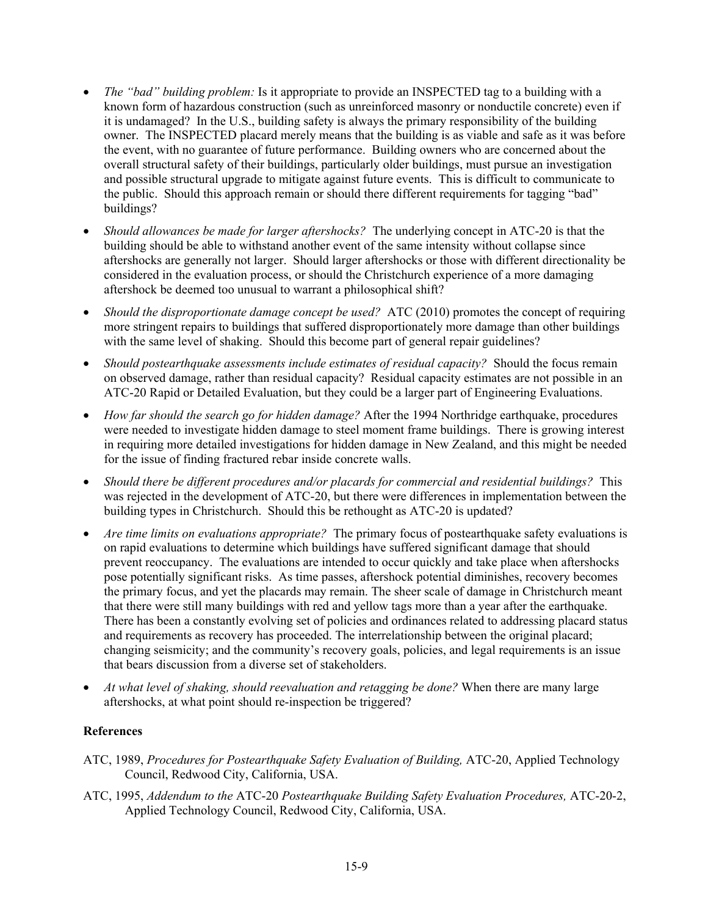- *The "bad" building problem:* Is it appropriate to provide an INSPECTED tag to a building with a known form of hazardous construction (such as unreinforced masonry or nonductile concrete) even if it is undamaged? In the U.S., building safety is always the primary responsibility of the building owner. The INSPECTED placard merely means that the building is as viable and safe as it was before the event, with no guarantee of future performance. Building owners who are concerned about the overall structural safety of their buildings, particularly older buildings, must pursue an investigation and possible structural upgrade to mitigate against future events. This is difficult to communicate to the public. Should this approach remain or should there different requirements for tagging "bad" buildings?
- *Should allowances be made for larger aftershocks?* The underlying concept in ATC-20 is that the building should be able to withstand another event of the same intensity without collapse since aftershocks are generally not larger. Should larger aftershocks or those with different directionality be considered in the evaluation process, or should the Christchurch experience of a more damaging aftershock be deemed too unusual to warrant a philosophical shift?
- *Should the disproportionate damage concept be used?* ATC (2010) promotes the concept of requiring more stringent repairs to buildings that suffered disproportionately more damage than other buildings with the same level of shaking. Should this become part of general repair guidelines?
- *Should postearthquake assessments include estimates of residual capacity?* Should the focus remain on observed damage, rather than residual capacity? Residual capacity estimates are not possible in an ATC-20 Rapid or Detailed Evaluation, but they could be a larger part of Engineering Evaluations.
- *How far should the search go for hidden damage?* After the 1994 Northridge earthquake, procedures were needed to investigate hidden damage to steel moment frame buildings. There is growing interest in requiring more detailed investigations for hidden damage in New Zealand, and this might be needed for the issue of finding fractured rebar inside concrete walls.
- *Should there be different procedures and/or placards for commercial and residential buildings?* This was rejected in the development of ATC-20, but there were differences in implementation between the building types in Christchurch. Should this be rethought as ATC-20 is updated?
- *Are time limits on evaluations appropriate?* The primary focus of postearthquake safety evaluations is on rapid evaluations to determine which buildings have suffered significant damage that should prevent reoccupancy. The evaluations are intended to occur quickly and take place when aftershocks pose potentially significant risks. As time passes, aftershock potential diminishes, recovery becomes the primary focus, and yet the placards may remain. The sheer scale of damage in Christchurch meant that there were still many buildings with red and yellow tags more than a year after the earthquake. There has been a constantly evolving set of policies and ordinances related to addressing placard status and requirements as recovery has proceeded. The interrelationship between the original placard; changing seismicity; and the community's recovery goals, policies, and legal requirements is an issue that bears discussion from a diverse set of stakeholders.
- *At what level of shaking, should reevaluation and retagging be done?* When there are many large aftershocks, at what point should re-inspection be triggered?

**References**

ATC, 1989, *Procedures for Postearthquake Safety Evaluation of Building,* ATC-20, Applied Technology Council, Redwood City, California, USA.

ATC, 1995, *Addendum to the* ATC-20 *Postearthquake Building Safety Evaluation Procedures,* ATC-20-2, Applied Technology Council, Redwood City, California, USA.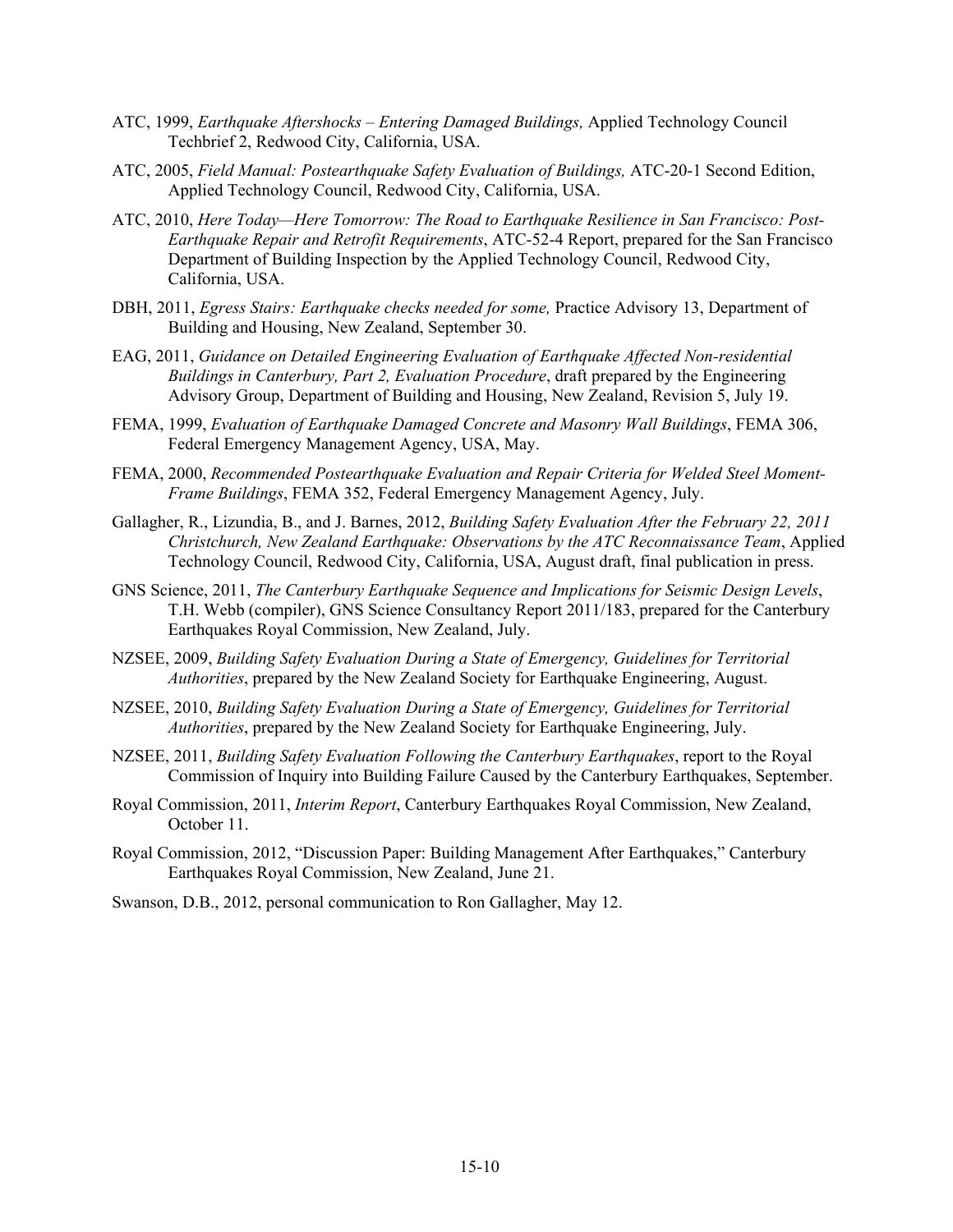ATC, 1999, *Earthquake Aftershocks – Entering Damaged Buildings,* Applied Technology Council Techbrief 2, Redwood City, California, USA.

ATC, 2005, *Field Manual: Postearthquake Safety Evaluation of Buildings,* ATC-20-1 Second Edition, Applied Technology Council, Redwood City, California, USA.

ATC, 2010, *Here Today—Here Tomorrow: The Road to Earthquake Resilience in San Francisco: Post-Earthquake Repair and Retrofit Requirements*, ATC-52-4 Report, prepared for the San Francisco Department of Building Inspection by the Applied Technology Council, Redwood City, California, USA.

DBH, 2011, *Egress Stairs: Earthquake checks needed for some,* Practice Advisory 13, Department of Building and Housing, New Zealand, September 30.

EAG, 2011, *Guidance on Detailed Engineering Evaluation of Earthquake Affected Non-residential Buildings in Canterbury, Part 2, Evaluation Procedure*, draft prepared by the Engineering Advisory Group, Department of Building and Housing, New Zealand, Revision 5, July 19.

FEMA, 1999, *Evaluation of Earthquake Damaged Concrete and Masonry Wall Buildings*, FEMA 306, Federal Emergency Management Agency, USA, May.

FEMA, 2000, *Recommended Postearthquake Evaluation and Repair Criteria for Welded Steel Moment-Frame Buildings*, FEMA 352, Federal Emergency Management Agency, July.

Gallagher, R., Lizundia, B., and J. Barnes, 2012, *Building Safety Evaluation After the February 22, 2011 Christchurch, New Zealand Earthquake: Observations by the ATC Reconnaissance Team*, Applied Technology Council, Redwood City, California, USA, August draft, final publication in press.

GNS Science, 2011, *The Canterbury Earthquake Sequence and Implications for Seismic Design Levels*, T.H. Webb (compiler), GNS Science Consultancy Report 2011/183, prepared for the Canterbury Earthquakes Royal Commission, New Zealand, July.

NZSEE, 2009, *Building Safety Evaluation During a State of Emergency, Guidelines for Territorial Authorities*, prepared by the New Zealand Society for Earthquake Engineering, August.

NZSEE, 2010, *Building Safety Evaluation During a State of Emergency, Guidelines for Territorial Authorities*, prepared by the New Zealand Society for Earthquake Engineering, July.

NZSEE, 2011, *Building Safety Evaluation Following the Canterbury Earthquakes*, report to the Royal Commission of Inquiry into Building Failure Caused by the Canterbury Earthquakes, September.

Royal Commission, 2011, *Interim Report*, Canterbury Earthquakes Royal Commission, New Zealand, October 11.

Royal Commission, 2012, "Discussion Paper: Building Management After Earthquakes," Canterbury Earthquakes Royal Commission, New Zealand, June 21.

Swanson, D.B., 2012, personal communication to Ron Gallagher, May 12.